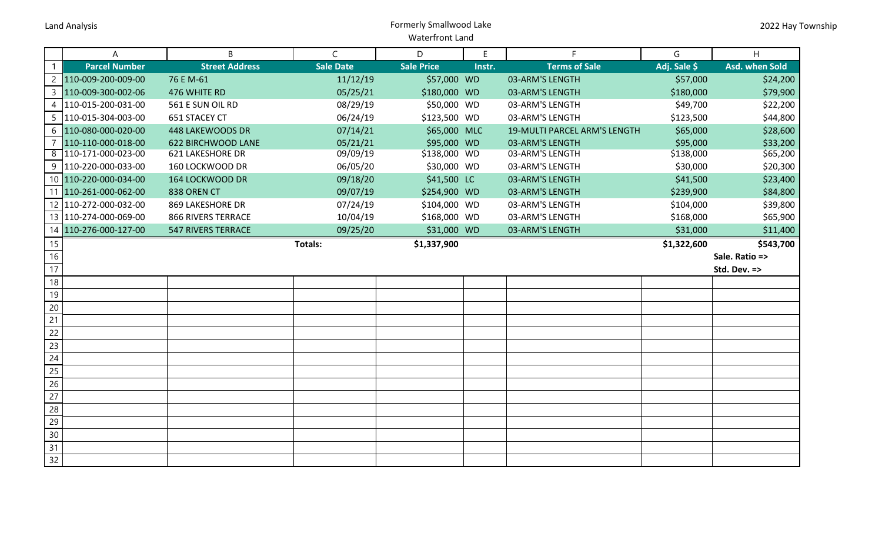Land Analysis

# Formerly Smallwood Lake

## Waterfront Land

2022 Hay Township

| | A | B | C | D | E | F | G | H |
|---|---|---|---|---|---|---|---|---|
| 1 | **Parcel Number** | **Street Address** | **Sale Date** | **Sale Price** | **Instr.** | **Terms of Sale** | **Adj. Sale $** | **Asd. when Sold** |
| 2 | 110-009-200-009-00 | 76 E M-61 | 11/12/19 | $57,000 | WD | 03-ARM'S LENGTH | $57,000 | $24,200 |
| 3 | 110-009-300-002-06 | 476 WHITE RD | 05/25/21 | $180,000 | WD | 03-ARM'S LENGTH | $180,000 | $79,900 |
| 4 | 110-015-200-031-00 | 561 E SUN OIL RD | 08/29/19 | $50,000 | WD | 03-ARM'S LENGTH | $49,700 | $22,200 |
| 5 | 110-015-304-003-00 | 651 STACEY CT | 06/24/19 | $123,500 | WD | 03-ARM'S LENGTH | $123,500 | $44,800 |
| 6 | 110-080-000-020-00 | 448 LAKEWOODS DR | 07/14/21 | $65,000 | MLC | 19-MULTI PARCEL ARM'S LENGTH | $65,000 | $28,600 |
| 7 | 110-110-000-018-00 | 622 BIRCHWOOD LANE | 05/21/21 | $95,000 | WD | 03-ARM'S LENGTH | $95,000 | $33,200 |
| 8 | 110-171-000-023-00 | 621 LAKESHORE DR | 09/09/19 | $138,000 | WD | 03-ARM'S LENGTH | $138,000 | $65,200 |
| 9 | 110-220-000-033-00 | 160 LOCKWOOD DR | 06/05/20 | $30,000 | WD | 03-ARM'S LENGTH | $30,000 | $20,300 |
| 10 | 110-220-000-034-00 | 164 LOCKWOOD DR | 09/18/20 | $41,500 | LC | 03-ARM'S LENGTH | $41,500 | $23,400 |
| 11 | 110-261-000-062-00 | 838 OREN CT | 09/07/19 | $254,900 | WD | 03-ARM'S LENGTH | $239,900 | $84,800 |
| 12 | 110-272-000-032-00 | 869 LAKESHORE DR | 07/24/19 | $104,000 | WD | 03-ARM'S LENGTH | $104,000 | $39,800 |
| 13 | 110-274-000-069-00 | 866 RIVERS TERRACE | 10/04/19 | $168,000 | WD | 03-ARM'S LENGTH | $168,000 | $65,900 |
| 14 | 110-276-000-127-00 | 547 RIVERS TERRACE | 09/25/20 | $31,000 | WD | 03-ARM'S LENGTH | $31,000 | $11,400 |
| 15 | | | **Totals:** | **$1,337,900** | | | **$1,322,600** | **$543,700** |
| 16 | | | | | | | | **Sale. Ratio =>** |
| 17 | | | | | | | | **Std. Dev. =>** |
| 18 | | | | | | | | |
| 19 | | | | | | | | |
| 20 | | | | | | | | |
| 21 | | | | | | | | |
| 22 | | | | | | | | |
| 23 | | | | | | | | |
| 24 | | | | | | | | |
| 25 | | | | | | | | |
| 26 | | | | | | | | |
| 27 | | | | | | | | |
| 28 | | | | | | | | |
| 29 | | | | | | | | |
| 30 | | | | | | | | |
| 31 | | | | | | | | |
| 32 | | | | | | | | |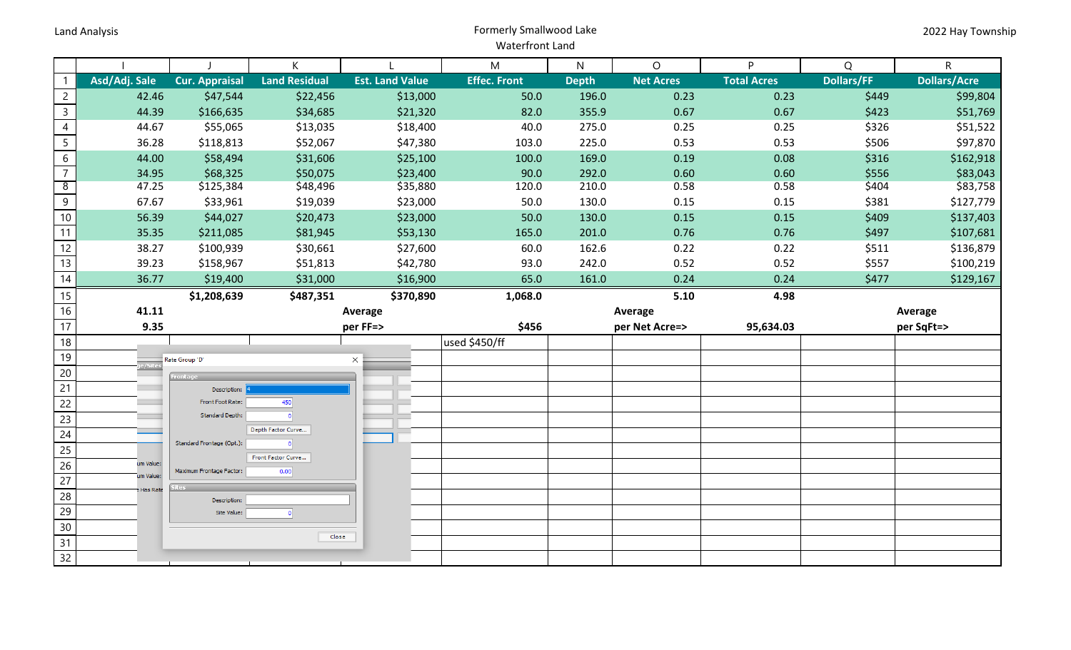Land Analysis

Formerly Smallwood Lake
Waterfront Land

2022 Hay Township

| | I | J | K | L | M | N | O | P | Q | R |
|---|---|---|---|---|---|---|---|---|---|---|
| 1 | Asd/Adj. Sale | Cur. Appraisal | Land Residual | Est. Land Value | Effec. Front | Depth | Net Acres | Total Acres | Dollars/FF | Dollars/Acre |
| 2 | 42.46 | $47,544 | $22,456 | $13,000 | 50.0 | 196.0 | 0.23 | 0.23 | $449 | $99,804 |
| 3 | 44.39 | $166,635 | $34,685 | $21,320 | 82.0 | 355.9 | 0.67 | 0.67 | $423 | $51,769 |
| 4 | 44.67 | $55,065 | $13,035 | $18,400 | 40.0 | 275.0 | 0.25 | 0.25 | $326 | $51,522 |
| 5 | 36.28 | $118,813 | $52,067 | $47,380 | 103.0 | 225.0 | 0.53 | 0.53 | $506 | $97,870 |
| 6 | 44.00 | $58,494 | $31,606 | $25,100 | 100.0 | 169.0 | 0.19 | 0.08 | $316 | $162,918 |
| 7 | 34.95 | $68,325 | $50,075 | $23,400 | 90.0 | 292.0 | 0.60 | 0.60 | $556 | $83,043 |
| 8 | 47.25 | $125,384 | $48,496 | $35,880 | 120.0 | 210.0 | 0.58 | 0.58 | $404 | $83,758 |
| 9 | 67.67 | $33,961 | $19,039 | $23,000 | 50.0 | 130.0 | 0.15 | 0.15 | $381 | $127,779 |
| 10 | 56.39 | $44,027 | $20,473 | $23,000 | 50.0 | 130.0 | 0.15 | 0.15 | $409 | $137,403 |
| 11 | 35.35 | $211,085 | $81,945 | $53,130 | 165.0 | 201.0 | 0.76 | 0.76 | $497 | $107,681 |
| 12 | 38.27 | $100,939 | $30,661 | $27,600 | 60.0 | 162.6 | 0.22 | 0.22 | $511 | $136,879 |
| 13 | 39.23 | $158,967 | $51,813 | $42,780 | 93.0 | 242.0 | 0.52 | 0.52 | $557 | $100,219 |
| 14 | 36.77 | $19,400 | $31,000 | $16,900 | 65.0 | 161.0 | 0.24 | 0.24 | $477 | $129,167 |
| 15 | | $1,208,639 | $487,351 | $370,890 | 1,068.0 | | 5.10 | 4.98 | | |
| 16 | 41.11 | | | Average | | | Average | | | Average |
| 17 | 9.35 | | | per FF=> | $456 | | per Net Acre=> | 95,634.03 | | per SqFt=> |
| 18 | | | | | used $450/ff | | | | | |

Rate Group 'D'

Frontage
Description: D
Front Foot Rate: 450
Standard Depth: 0
Depth Factor Curve...
Standard Frontage (Opt.): 0
Front Factor Curve...
Maximum Frontage Factor: 0.00

Sites
Description:
Site Value: 0

Close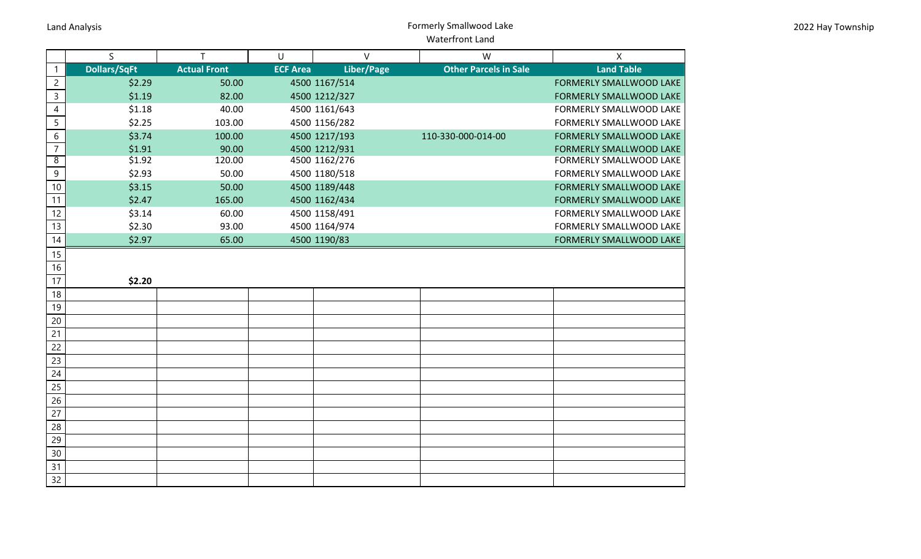Land Analysis

# Formerly Smallwood Lake

## Waterfront Land

2022 Hay Township

| | S | T | U | V | W | X |
|---|---|---|---|---|---|---|
| 1 | **Dollars/SqFt** | **Actual Front** | **ECF Area** | **Liber/Page** | **Other Parcels in Sale** | **Land Table** |
| 2 | $2.29 | 50.00 | 4500 | 1167/514 | | FORMERLY SMALLWOOD LAKE |
| 3 | $1.19 | 82.00 | 4500 | 1212/327 | | FORMERLY SMALLWOOD LAKE |
| 4 | $1.18 | 40.00 | 4500 | 1161/643 | | FORMERLY SMALLWOOD LAKE |
| 5 | $2.25 | 103.00 | 4500 | 1156/282 | | FORMERLY SMALLWOOD LAKE |
| 6 | $3.74 | 100.00 | 4500 | 1217/193 | 110-330-000-014-00 | FORMERLY SMALLWOOD LAKE |
| 7 | $1.91 | 90.00 | 4500 | 1212/931 | | FORMERLY SMALLWOOD LAKE |
| 8 | $1.92 | 120.00 | 4500 | 1162/276 | | FORMERLY SMALLWOOD LAKE |
| 9 | $2.93 | 50.00 | 4500 | 1180/518 | | FORMERLY SMALLWOOD LAKE |
| 10 | $3.15 | 50.00 | 4500 | 1189/448 | | FORMERLY SMALLWOOD LAKE |
| 11 | $2.47 | 165.00 | 4500 | 1162/434 | | FORMERLY SMALLWOOD LAKE |
| 12 | $3.14 | 60.00 | 4500 | 1158/491 | | FORMERLY SMALLWOOD LAKE |
| 13 | $2.30 | 93.00 | 4500 | 1164/974 | | FORMERLY SMALLWOOD LAKE |
| 14 | $2.97 | 65.00 | 4500 | 1190/83 | | FORMERLY SMALLWOOD LAKE |
| 15 | | | | | | |
| 16 | | | | | | |
| 17 | **$2.20** | | | | | |
| 18 | | | | | | |
| 19 | | | | | | |
| 20 | | | | | | |
| 21 | | | | | | |
| 22 | | | | | | |
| 23 | | | | | | |
| 24 | | | | | | |
| 25 | | | | | | |
| 26 | | | | | | |
| 27 | | | | | | |
| 28 | | | | | | |
| 29 | | | | | | |
| 30 | | | | | | |
| 31 | | | | | | |
| 32 | | | | | | |